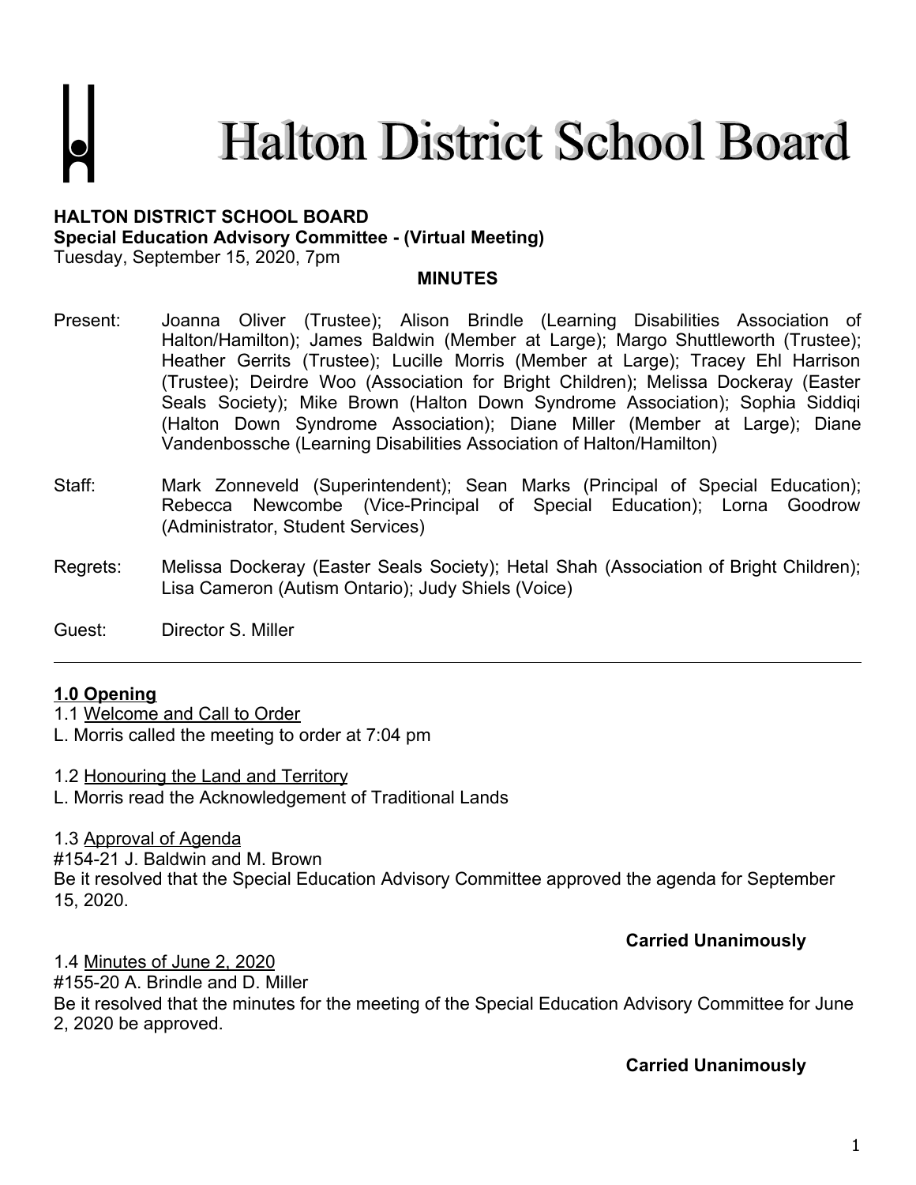# Halton District School Board

**HALTON DISTRICT SCHOOL BOARD**
**Special Education Advisory Committee - (Virtual Meeting)**
Tuesday, September 15, 2020, 7pm

**MINUTES**

Present: Joanna Oliver (Trustee); Alison Brindle (Learning Disabilities Association of Halton/Hamilton); James Baldwin (Member at Large); Margo Shuttleworth (Trustee); Heather Gerrits (Trustee); Lucille Morris (Member at Large); Tracey Ehl Harrison (Trustee); Deirdre Woo (Association for Bright Children); Melissa Dockeray (Easter Seals Society); Mike Brown (Halton Down Syndrome Association); Sophia Siddiqi (Halton Down Syndrome Association); Diane Miller (Member at Large); Diane Vandenbossche (Learning Disabilities Association of Halton/Hamilton)

Staff: Mark Zonneveld (Superintendent); Sean Marks (Principal of Special Education); Rebecca Newcombe (Vice-Principal of Special Education); Lorna Goodrow (Administrator, Student Services)

Regrets: Melissa Dockeray (Easter Seals Society); Hetal Shah (Association of Bright Children); Lisa Cameron (Autism Ontario); Judy Shiels (Voice)

Guest: Director S. Miller

---

## 1.0 Opening

1.1 Welcome and Call to Order
L. Morris called the meeting to order at 7:04 pm

1.2 Honouring the Land and Territory
L. Morris read the Acknowledgement of Traditional Lands

1.3 Approval of Agenda
#154-21 J. Baldwin and M. Brown
Be it resolved that the Special Education Advisory Committee approved the agenda for September 15, 2020.

**Carried Unanimously**

1.4 Minutes of June 2, 2020
#155-20 A. Brindle and D. Miller
Be it resolved that the minutes for the meeting of the Special Education Advisory Committee for June 2, 2020 be approved.

**Carried Unanimously**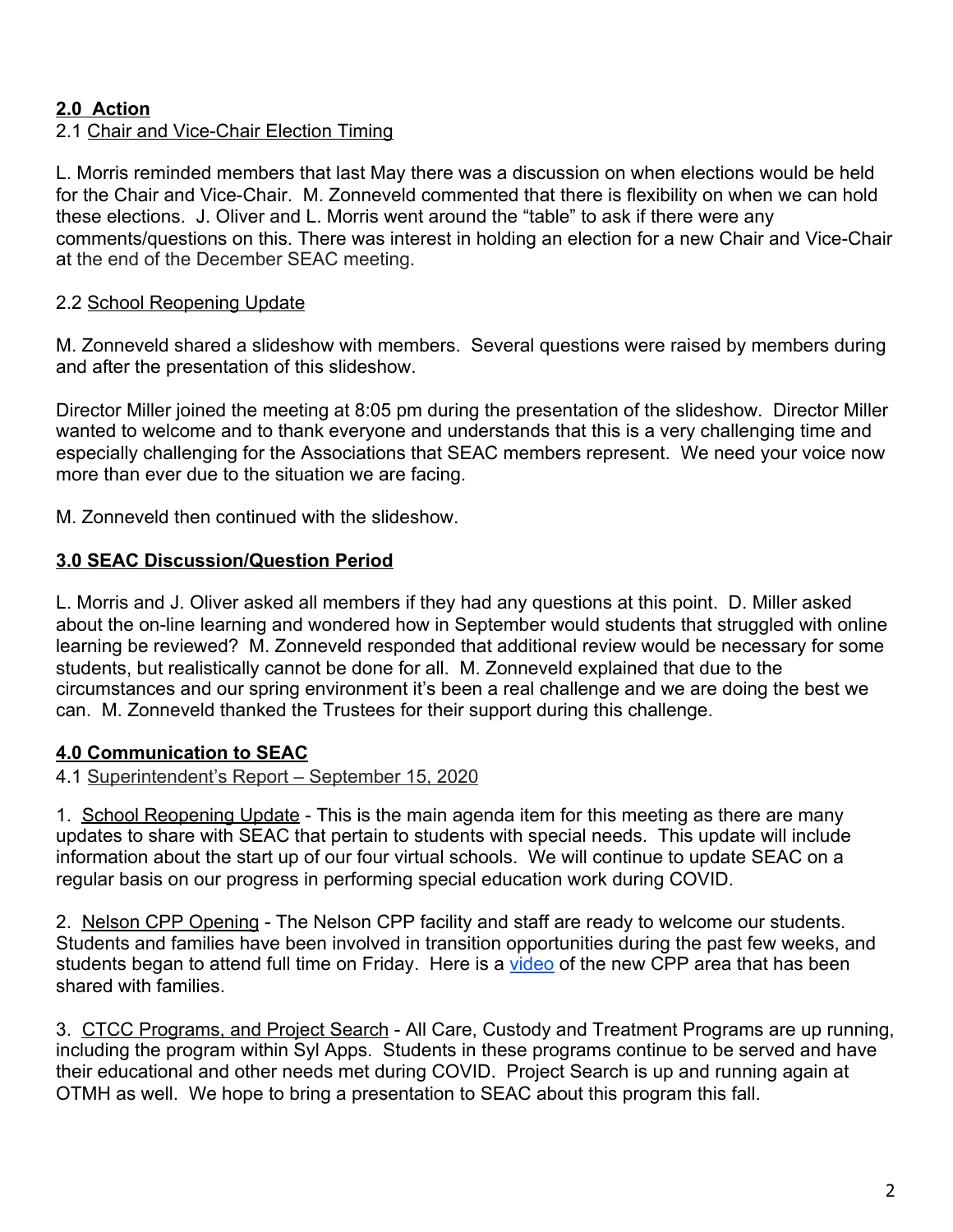## 2.0 Action

2.1 Chair and Vice-Chair Election Timing

L. Morris reminded members that last May there was a discussion on when elections would be held for the Chair and Vice-Chair. M. Zonneveld commented that there is flexibility on when we can hold these elections. J. Oliver and L. Morris went around the "table" to ask if there were any comments/questions on this. There was interest in holding an election for a new Chair and Vice-Chair at the end of the December SEAC meeting.

2.2 School Reopening Update

M. Zonneveld shared a slideshow with members. Several questions were raised by members during and after the presentation of this slideshow.

Director Miller joined the meeting at 8:05 pm during the presentation of the slideshow. Director Miller wanted to welcome and to thank everyone and understands that this is a very challenging time and especially challenging for the Associations that SEAC members represent. We need your voice now more than ever due to the situation we are facing.

M. Zonneveld then continued with the slideshow.

## 3.0 SEAC Discussion/Question Period

L. Morris and J. Oliver asked all members if they had any questions at this point. D. Miller asked about the on-line learning and wondered how in September would students that struggled with online learning be reviewed? M. Zonneveld responded that additional review would be necessary for some students, but realistically cannot be done for all. M. Zonneveld explained that due to the circumstances and our spring environment it's been a real challenge and we are doing the best we can. M. Zonneveld thanked the Trustees for their support during this challenge.

## 4.0 Communication to SEAC

4.1 Superintendent's Report – September 15, 2020

1. School Reopening Update - This is the main agenda item for this meeting as there are many updates to share with SEAC that pertain to students with special needs. This update will include information about the start up of our four virtual schools. We will continue to update SEAC on a regular basis on our progress in performing special education work during COVID.

2. Nelson CPP Opening - The Nelson CPP facility and staff are ready to welcome our students. Students and families have been involved in transition opportunities during the past few weeks, and students began to attend full time on Friday. Here is a video of the new CPP area that has been shared with families.

3. CTCC Programs, and Project Search - All Care, Custody and Treatment Programs are up running, including the program within Syl Apps. Students in these programs continue to be served and have their educational and other needs met during COVID. Project Search is up and running again at OTMH as well. We hope to bring a presentation to SEAC about this program this fall.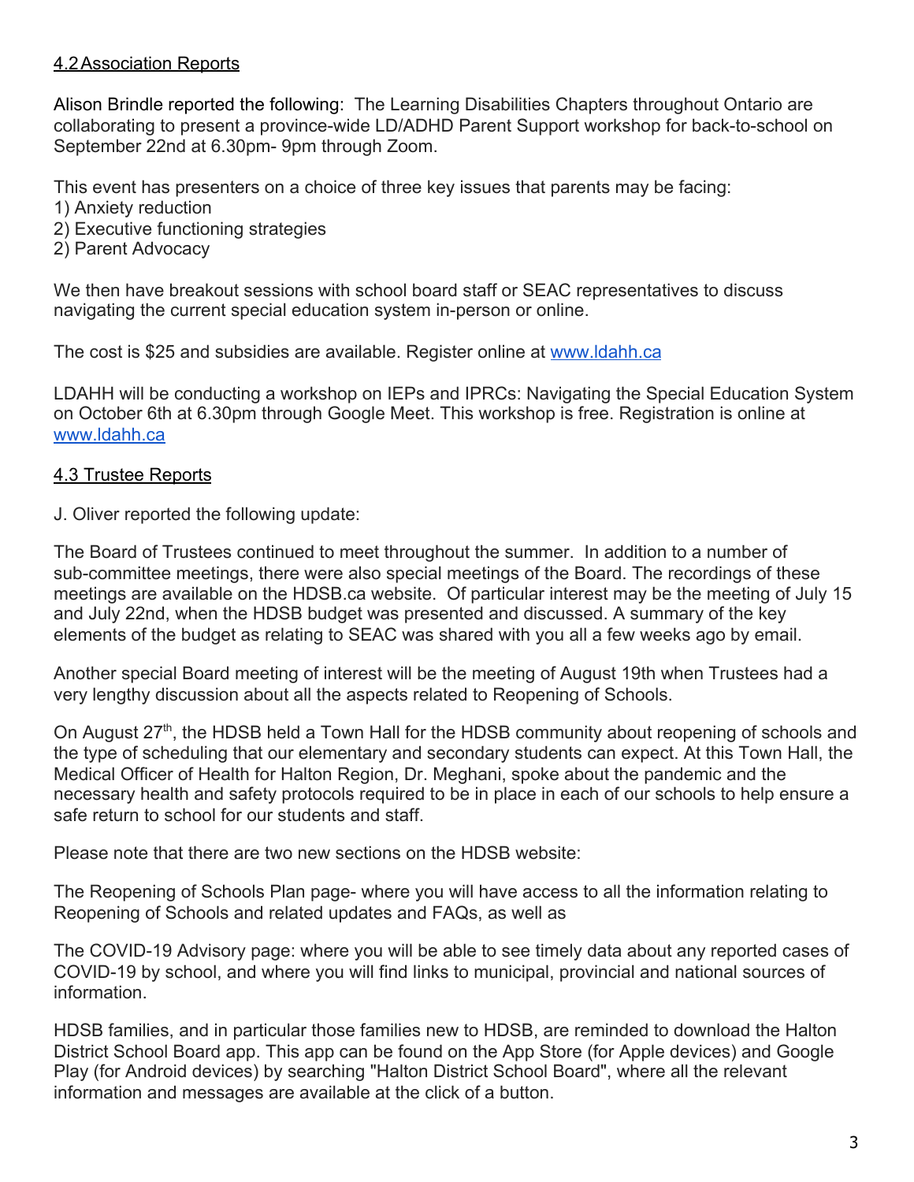## 4.2 Association Reports

Alison Brindle reported the following: The Learning Disabilities Chapters throughout Ontario are collaborating to present a province-wide LD/ADHD Parent Support workshop for back-to-school on September 22nd at 6.30pm- 9pm through Zoom.

This event has presenters on a choice of three key issues that parents may be facing:

1) Anxiety reduction
2) Executive functioning strategies
2) Parent Advocacy

We then have breakout sessions with school board staff or SEAC representatives to discuss navigating the current special education system in-person or online.

The cost is $25 and subsidies are available. Register online at [www.ldahh.ca](http://www.ldahh.ca)

LDAHH will be conducting a workshop on IEPs and IPRCs: Navigating the Special Education System on October 6th at 6.30pm through Google Meet. This workshop is free. Registration is online at [www.ldahh.ca](http://www.ldahh.ca)

## 4.3 Trustee Reports

J. Oliver reported the following update:

The Board of Trustees continued to meet throughout the summer. In addition to a number of sub-committee meetings, there were also special meetings of the Board. The recordings of these meetings are available on the HDSB.ca website. Of particular interest may be the meeting of July 15 and July 22nd, when the HDSB budget was presented and discussed. A summary of the key elements of the budget as relating to SEAC was shared with you all a few weeks ago by email.

Another special Board meeting of interest will be the meeting of August 19th when Trustees had a very lengthy discussion about all the aspects related to Reopening of Schools.

On August 27th, the HDSB held a Town Hall for the HDSB community about reopening of schools and the type of scheduling that our elementary and secondary students can expect. At this Town Hall, the Medical Officer of Health for Halton Region, Dr. Meghani, spoke about the pandemic and the necessary health and safety protocols required to be in place in each of our schools to help ensure a safe return to school for our students and staff.

Please note that there are two new sections on the HDSB website:

The Reopening of Schools Plan page- where you will have access to all the information relating to Reopening of Schools and related updates and FAQs, as well as

The COVID-19 Advisory page: where you will be able to see timely data about any reported cases of COVID-19 by school, and where you will find links to municipal, provincial and national sources of information.

HDSB families, and in particular those families new to HDSB, are reminded to download the Halton District School Board app. This app can be found on the App Store (for Apple devices) and Google Play (for Android devices) by searching "Halton District School Board", where all the relevant information and messages are available at the click of a button.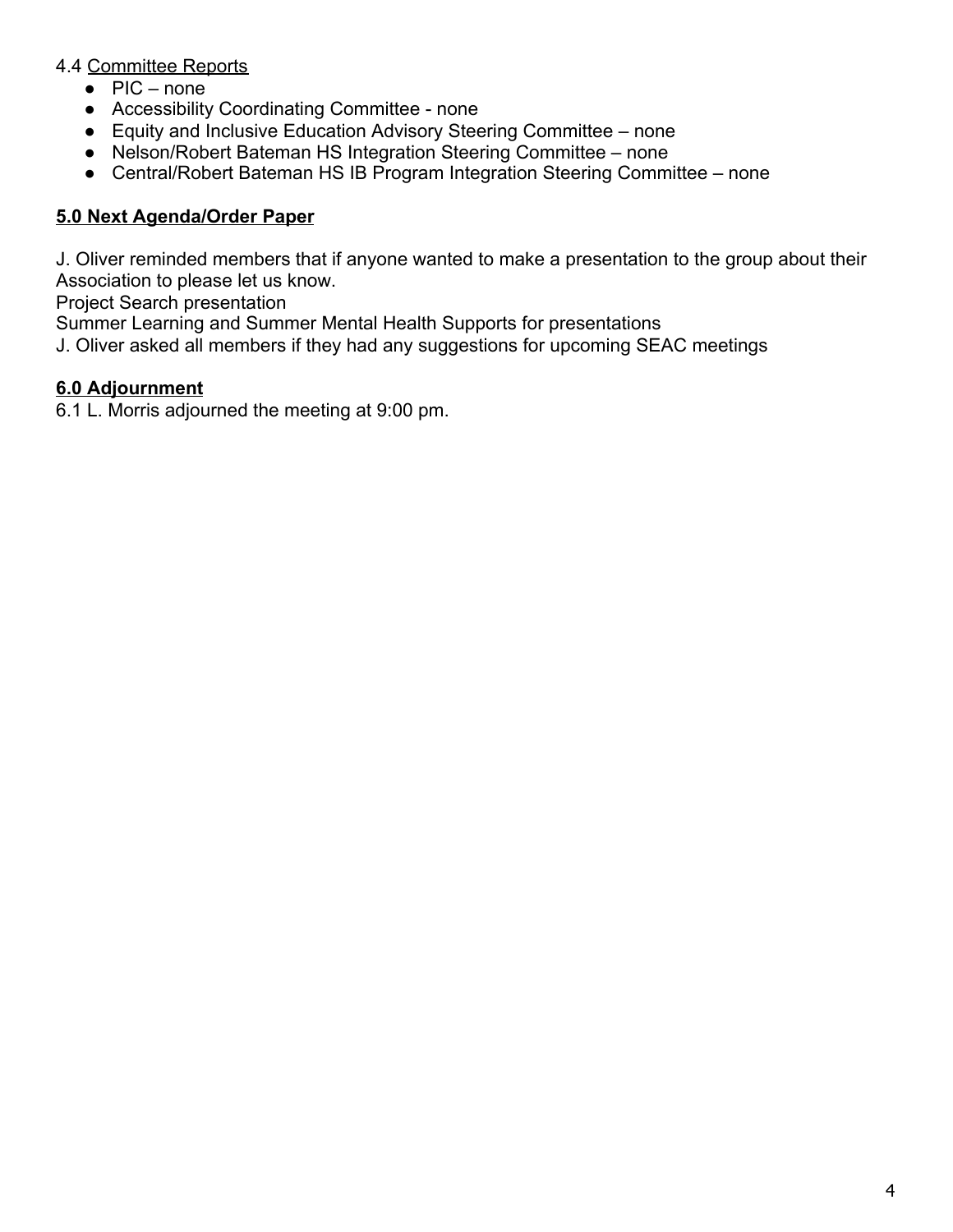4.4 Committee Reports

- PIC – none
- Accessibility Coordinating Committee - none
- Equity and Inclusive Education Advisory Steering Committee – none
- Nelson/Robert Bateman HS Integration Steering Committee – none
- Central/Robert Bateman HS IB Program Integration Steering Committee – none

## 5.0 Next Agenda/Order Paper

J. Oliver reminded members that if anyone wanted to make a presentation to the group about their Association to please let us know.
Project Search presentation
Summer Learning and Summer Mental Health Supports for presentations
J. Oliver asked all members if they had any suggestions for upcoming SEAC meetings

## 6.0 Adjournment

6.1 L. Morris adjourned the meeting at 9:00 pm.